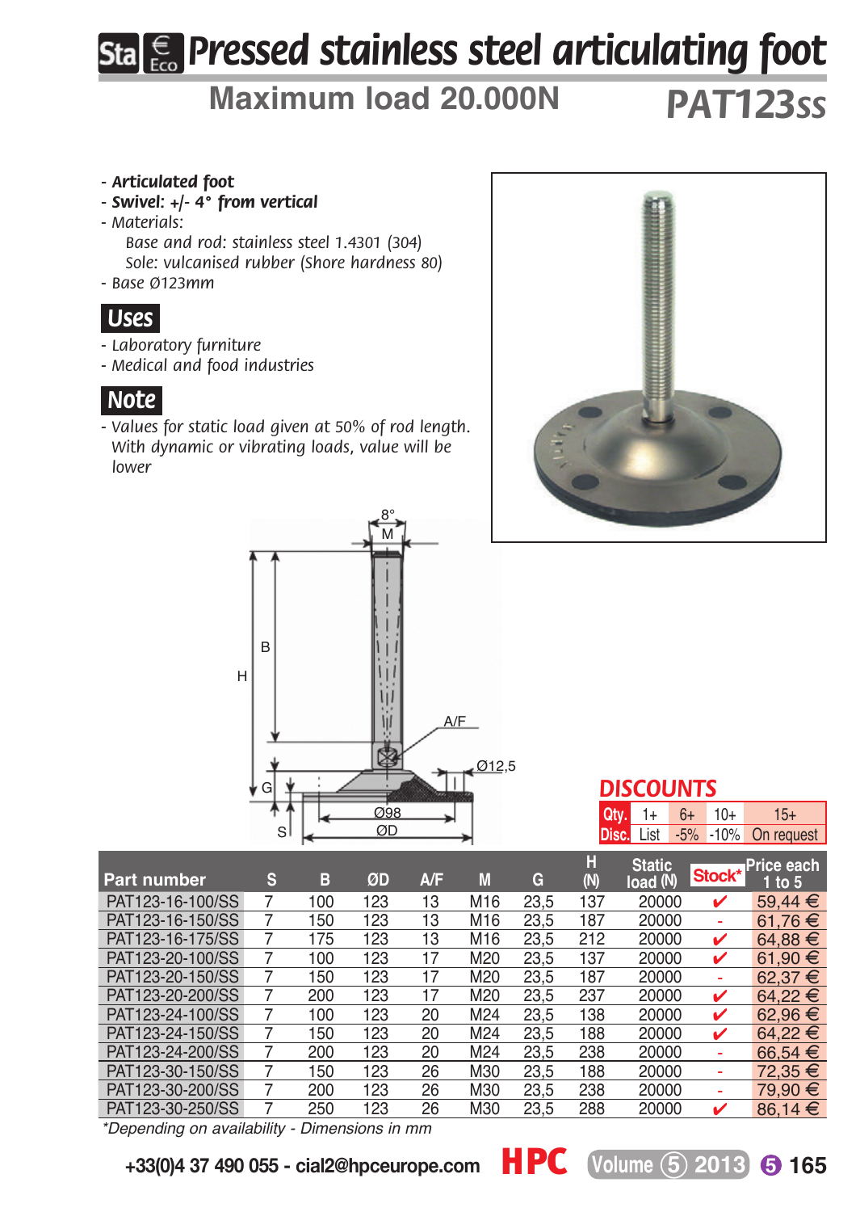# Pressed stainless steel articulating foot

## Maximum load 20.000N — PAT123SS

- ***Articulated foot***
- ***Swivel: +/- 4° from vertical***
- *Materials:*
  *Base and rod: stainless steel 1.4301 (304)*
  *Sole: vulcanised rubber (Shore hardness 80)*
- *Base Ø123mm*

## Uses

- *Laboratory furniture*
- *Medical and food industries*

## Note

- *Values for static load given at 50% of rod length. With dynamic or vibrating loads, value will be lower*

## DISCOUNTS

| Qty. | 1+ | 6+ | 10+ | 15+ |
|---|---|---|---|---|
| Disc. | List | -5% | -10% | On request |

| Part number | S | B | ØD | A/F | M | G | H (N) | Static load (N) | Stock* | Price each 1 to 5 |
|---|---|---|---|---|---|---|---|---|---|---|
| PAT123-16-100/SS | 7 | 100 | 123 | 13 | M16 | 23,5 | 137 | 20000 | ✔ | 59,44 € |
| PAT123-16-150/SS | 7 | 150 | 123 | 13 | M16 | 23,5 | 187 | 20000 | - | 61,76 € |
| PAT123-16-175/SS | 7 | 175 | 123 | 13 | M16 | 23,5 | 212 | 20000 | ✔ | 64,88 € |
| PAT123-20-100/SS | 7 | 100 | 123 | 17 | M20 | 23,5 | 137 | 20000 | ✔ | 61,90 € |
| PAT123-20-150/SS | 7 | 150 | 123 | 17 | M20 | 23,5 | 187 | 20000 | - | 62,37 € |
| PAT123-20-200/SS | 7 | 200 | 123 | 17 | M20 | 23,5 | 237 | 20000 | ✔ | 64,22 € |
| PAT123-24-100/SS | 7 | 100 | 123 | 20 | M24 | 23,5 | 138 | 20000 | ✔ | 62,96 € |
| PAT123-24-150/SS | 7 | 150 | 123 | 20 | M24 | 23,5 | 188 | 20000 | ✔ | 64,22 € |
| PAT123-24-200/SS | 7 | 200 | 123 | 20 | M24 | 23,5 | 238 | 20000 | - | 66,54 € |
| PAT123-30-150/SS | 7 | 150 | 123 | 26 | M30 | 23,5 | 188 | 20000 | - | 72,35 € |
| PAT123-30-200/SS | 7 | 200 | 123 | 26 | M30 | 23,5 | 238 | 20000 | - | 79,90 € |
| PAT123-30-250/SS | 7 | 250 | 123 | 26 | M30 | 23,5 | 288 | 20000 | ✔ | 86,14 € |

*\*Depending on availability - Dimensions in mm*

+33(0)4 37 490 055 - cial2@hpceurope.com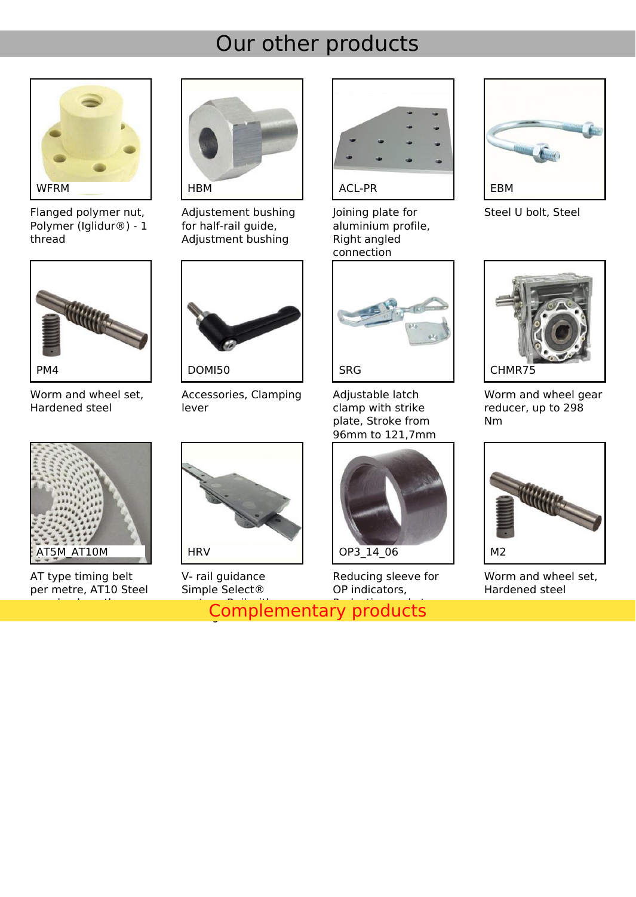# Our other products

WFRM

Flanged polymer nut, Polymer (Iglidur®) - 1 thread

HBM

Adjustement bushing for half-rail guide, Adjustment bushing

ACL-PR

Joining plate for aluminium profile, Right angled connection

EBM

Steel U bolt, Steel

PM4

Worm and wheel set, Hardened steel

DOMI50

Accessories, Clamping lever

SRG

Adjustable latch clamp with strike plate, Stroke from 96mm to 121,7mm

CHMR75

Worm and wheel gear reducer, up to 298 Nm

AT5M_AT10M

AT type timing belt per metre, AT10 Steel

HRV

V- rail guidance Simple Select®

OP3_14_06

Reducing sleeve for OP indicators,

M2

Worm and wheel set, Hardened steel

## Complementary products